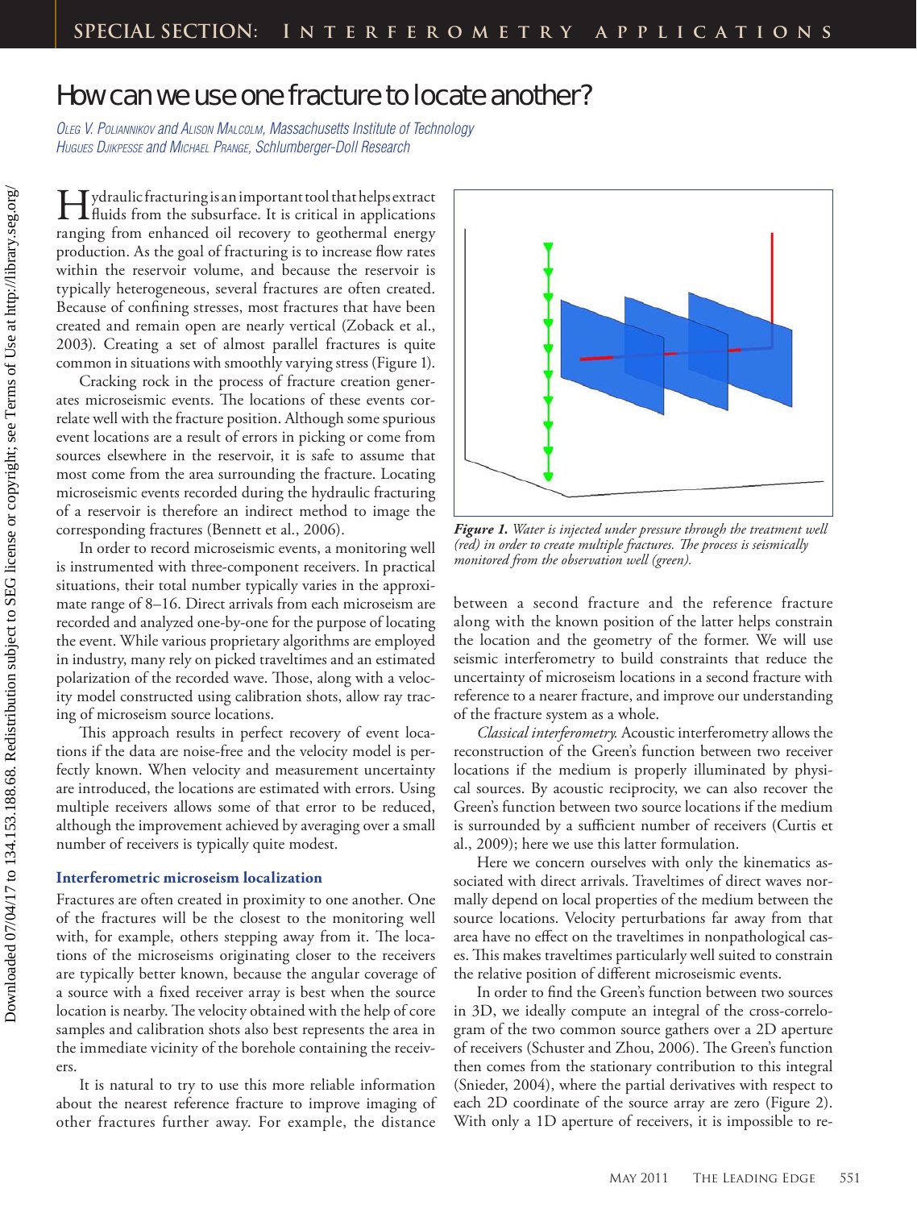# How can we use one fracture to locate another?

*Oleg V. Poliannikov and Alison Malcolm, Massachusetts Institute of Technology*
*Hugues Djikpesse and Michael Prange, Schlumberger-Doll Research*

Hydraulic fracturing is an important tool that helps extract fluids from the subsurface. It is critical in applications ranging from enhanced oil recovery to geothermal energy production. As the goal of fracturing is to increase flow rates within the reservoir volume, and because the reservoir is typically heterogeneous, several fractures are often created. Because of confining stresses, most fractures that have been created and remain open are nearly vertical (Zoback et al., 2003). Creating a set of almost parallel fractures is quite common in situations with smoothly varying stress (Figure 1).

Cracking rock in the process of fracture creation generates microseismic events. The locations of these events correlate well with the fracture position. Although some spurious event locations are a result of errors in picking or come from sources elsewhere in the reservoir, it is safe to assume that most come from the area surrounding the fracture. Locating microseismic events recorded during the hydraulic fracturing of a reservoir is therefore an indirect method to image the corresponding fractures (Bennett et al., 2006).

In order to record microseismic events, a monitoring well is instrumented with three-component receivers. In practical situations, their total number typically varies in the approximate range of 8–16. Direct arrivals from each microseism are recorded and analyzed one-by-one for the purpose of locating the event. While various proprietary algorithms are employed in industry, many rely on picked traveltimes and an estimated polarization of the recorded wave. Those, along with a velocity model constructed using calibration shots, allow ray tracing of microseism source locations.

This approach results in perfect recovery of event locations if the data are noise-free and the velocity model is perfectly known. When velocity and measurement uncertainty are introduced, the locations are estimated with errors. Using multiple receivers allows some of that error to be reduced, although the improvement achieved by averaging over a small number of receivers is typically quite modest.

## Interferometric microseism localization

Fractures are often created in proximity to one another. One of the fractures will be the closest to the monitoring well with, for example, others stepping away from it. The locations of the microseisms originating closer to the receivers are typically better known, because the angular coverage of a source with a fixed receiver array is best when the source location is nearby. The velocity obtained with the help of core samples and calibration shots also best represents the area in the immediate vicinity of the borehole containing the receivers.

It is natural to try to use this more reliable information about the nearest reference fracture to improve imaging of other fractures further away. For example, the distance between a second fracture and the reference fracture along with the known position of the latter helps constrain the location and the geometry of the former. We will use seismic interferometry to build constraints that reduce the uncertainty of microseism locations in a second fracture with reference to a nearer fracture, and improve our understanding of the fracture system as a whole.

*Figure 1. Water is injected under pressure through the treatment well (red) in order to create multiple fractures. The process is seismically monitored from the observation well (green).*

*Classical interferometry.* Acoustic interferometry allows the reconstruction of the Green's function between two receiver locations if the medium is properly illuminated by physical sources. By acoustic reciprocity, we can also recover the Green's function between two source locations if the medium is surrounded by a sufficient number of receivers (Curtis et al., 2009); here we use this latter formulation.

Here we concern ourselves with only the kinematics associated with direct arrivals. Traveltimes of direct waves normally depend on local properties of the medium between the source locations. Velocity perturbations far away from that area have no effect on the traveltimes in nonpathological cases. This makes traveltimes particularly well suited to constrain the relative position of different microseismic events.

In order to find the Green's function between two sources in 3D, we ideally compute an integral of the cross-correlogram of the two common source gathers over a 2D aperture of receivers (Schuster and Zhou, 2006). The Green's function then comes from the stationary contribution to this integral (Snieder, 2004), where the partial derivatives with respect to each 2D coordinate of the source array are zero (Figure 2). With only a 1D aperture of receivers, it is impossible to re-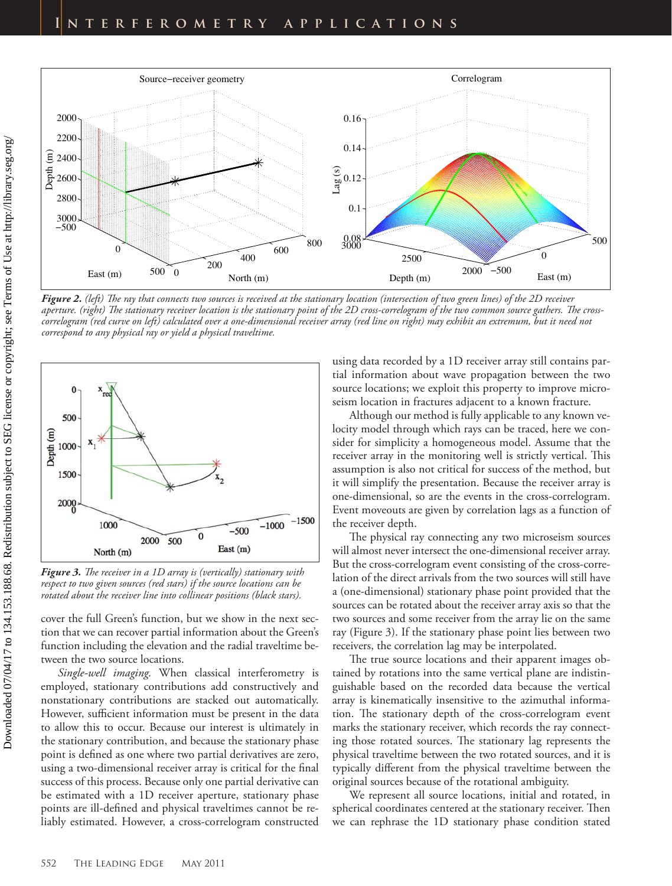Source–receiver geometry

2000
2200
2400
2600
2800
3000
Depth (m)
−500
0
500
East (m)
0
200
400
600
800
North (m)

Correlogram

0.16
0.14
0.12
0.1
0.08
Lag (s)
3000
2500
2000
Depth (m)
−500
0
500
East (m)

*Figure 2. (left) The ray that connects two sources is received at the stationary location (intersection of two green lines) of the 2D receiver aperture. (right) The stationary receiver location is the stationary point of the 2D cross-correlogram of the two common source gathers. The cross-correlogram (red curve on left) calculated over a one-dimensional receiver array (red line on right) may exhibit an extremum, but it need not correspond to any physical ray or yield a physical traveltime.*

0
500
1000
1500
2000
Depth (m)
$x_{rec}$
$x_1$
$x_2$
0
1000
2000
North (m)
500
0
−500
−1000
−1500
East (m)

*Figure 3. The receiver in a 1D array is (vertically) stationary with respect to two given sources (red stars) if the source locations can be rotated about the receiver line into collinear positions (black stars).*

cover the full Green's function, but we show in the next section that we can recover partial information about the Green's function including the elevation and the radial traveltime between the two source locations.

*Single-well imaging.* When classical interferometry is employed, stationary contributions add constructively and nonstationary contributions are stacked out automatically. However, sufficient information must be present in the data to allow this to occur. Because our interest is ultimately in the stationary contribution, and because the stationary phase point is defined as one where two partial derivatives are zero, using a two-dimensional receiver array is critical for the final success of this process. Because only one partial derivative can be estimated with a 1D receiver aperture, stationary phase points are ill-defined and physical traveltimes cannot be reliably estimated. However, a cross-correlogram constructed using data recorded by a 1D receiver array still contains partial information about wave propagation between the two source locations; we exploit this property to improve microseism location in fractures adjacent to a known fracture.

Although our method is fully applicable to any known velocity model through which rays can be traced, here we consider for simplicity a homogeneous model. Assume that the receiver array in the monitoring well is strictly vertical. This assumption is also not critical for success of the method, but it will simplify the presentation. Because the receiver array is one-dimensional, so are the events in the cross-correlogram. Event moveouts are given by correlation lags as a function of the receiver depth.

The physical ray connecting any two microseism sources will almost never intersect the one-dimensional receiver array. But the cross-correlogram event consisting of the cross-correlation of the direct arrivals from the two sources will still have a (one-dimensional) stationary phase point provided that the sources can be rotated about the receiver array axis so that the two sources and some receiver from the array lie on the same ray (Figure 3). If the stationary phase point lies between two receivers, the correlation lag may be interpolated.

The true source locations and their apparent images obtained by rotations into the same vertical plane are indistinguishable based on the recorded data because the vertical array is kinematically insensitive to the azimuthal information. The stationary depth of the cross-correlogram event marks the stationary receiver, which records the ray connecting those rotated sources. The stationary lag represents the physical traveltime between the two rotated sources, and it is typically different from the physical traveltime between the original sources because of the rotational ambiguity.

We represent all source locations, initial and rotated, in spherical coordinates centered at the stationary receiver. Then we can rephrase the 1D stationary phase condition stated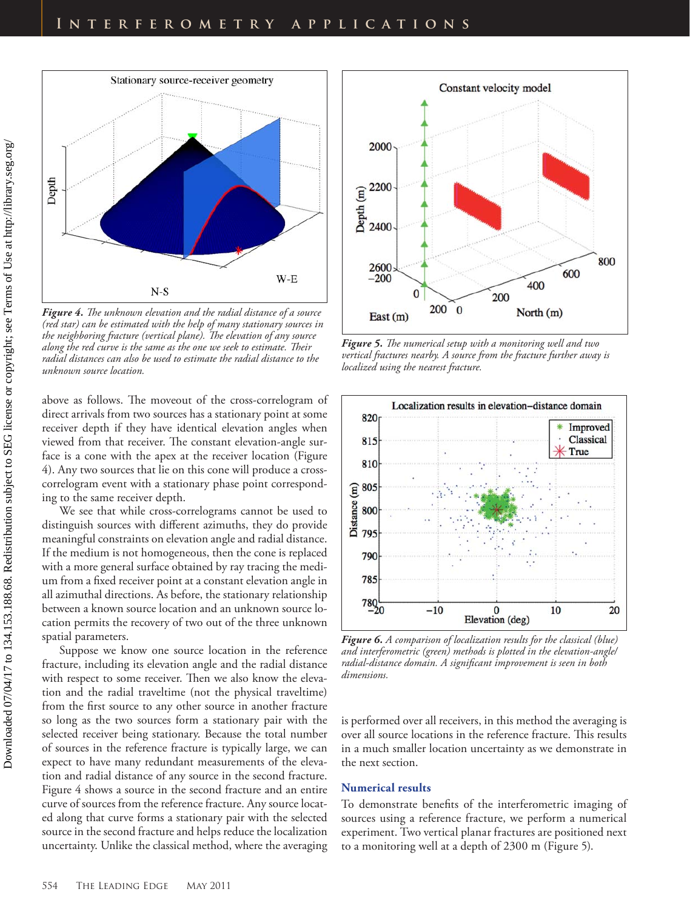*Figure 4. The unknown elevation and the radial distance of a source (red star) can be estimated with the help of many stationary sources in the neighboring fracture (vertical plane). The elevation of any source along the red curve is the same as the one we seek to estimate. Their radial distances can also be used to estimate the radial distance to the unknown source location.*

above as follows. The moveout of the cross-correlogram of direct arrivals from two sources has a stationary point at some receiver depth if they have identical elevation angles when viewed from that receiver. The constant elevation-angle surface is a cone with the apex at the receiver location (Figure 4). Any two sources that lie on this cone will produce a cross-correlogram event with a stationary phase point corresponding to the same receiver depth.

We see that while cross-correlograms cannot be used to distinguish sources with different azimuths, they do provide meaningful constraints on elevation angle and radial distance. If the medium is not homogeneous, then the cone is replaced with a more general surface obtained by ray tracing the medium from a fixed receiver point at a constant elevation angle in all azimuthal directions. As before, the stationary relationship between a known source location and an unknown source location permits the recovery of two out of the three unknown spatial parameters.

Suppose we know one source location in the reference fracture, including its elevation angle and the radial distance with respect to some receiver. Then we also know the elevation and the radial traveltime (not the physical traveltime) from the first source to any other source in another fracture so long as the two sources form a stationary pair with the selected receiver being stationary. Because the total number of sources in the reference fracture is typically large, we can expect to have many redundant measurements of the elevation and radial distance of any source in the second fracture. Figure 4 shows a source in the second fracture and an entire curve of sources from the reference fracture. Any source located along that curve forms a stationary pair with the selected source in the second fracture and helps reduce the localization uncertainty. Unlike the classical method, where the averaging is performed over all receivers, in this method the averaging is over all source locations in the reference fracture. This results in a much smaller location uncertainty as we demonstrate in the next section.

*Figure 5. The numerical setup with a monitoring well and two vertical fractures nearby. A source from the fracture further away is localized using the nearest fracture.*

*Figure 6. A comparison of localization results for the classical (blue) and interferometric (green) methods is plotted in the elevation-angle/radial-distance domain. A significant improvement is seen in both dimensions.*

## Numerical results

To demonstrate benefits of the interferometric imaging of sources using a reference fracture, we perform a numerical experiment. Two vertical planar fractures are positioned next to a monitoring well at a depth of 2300 m (Figure 5).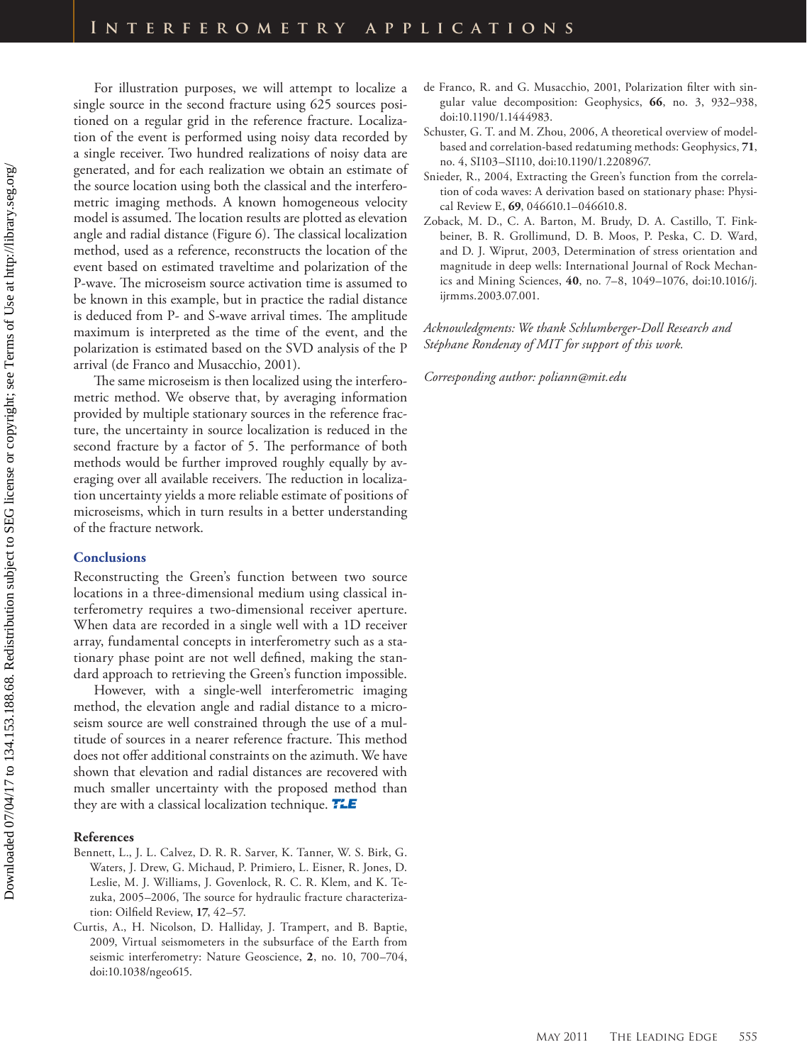For illustration purposes, we will attempt to localize a single source in the second fracture using 625 sources positioned on a regular grid in the reference fracture. Localization of the event is performed using noisy data recorded by a single receiver. Two hundred realizations of noisy data are generated, and for each realization we obtain an estimate of the source location using both the classical and the interferometric imaging methods. A known homogeneous velocity model is assumed. The location results are plotted as elevation angle and radial distance (Figure 6). The classical localization method, used as a reference, reconstructs the location of the event based on estimated traveltime and polarization of the P-wave. The microseism source activation time is assumed to be known in this example, but in practice the radial distance is deduced from P- and S-wave arrival times. The amplitude maximum is interpreted as the time of the event, and the polarization is estimated based on the SVD analysis of the P arrival (de Franco and Musacchio, 2001).

The same microseism is then localized using the interferometric method. We observe that, by averaging information provided by multiple stationary sources in the reference fracture, the uncertainty in source localization is reduced in the second fracture by a factor of 5. The performance of both methods would be further improved roughly equally by averaging over all available receivers. The reduction in localization uncertainty yields a more reliable estimate of positions of microseisms, which in turn results in a better understanding of the fracture network.

## Conclusions

Reconstructing the Green's function between two source locations in a three-dimensional medium using classical interferometry requires a two-dimensional receiver aperture. When data are recorded in a single well with a 1D receiver array, fundamental concepts in interferometry such as a stationary phase point are not well defined, making the standard approach to retrieving the Green's function impossible.

However, with a single-well interferometric imaging method, the elevation angle and radial distance to a microseism source are well constrained through the use of a multitude of sources in a nearer reference fracture. This method does not offer additional constraints on the azimuth. We have shown that elevation and radial distances are recovered with much smaller uncertainty with the proposed method than they are with a classical localization technique.

### References

Bennett, L., J. L. Calvez, D. R. R. Sarver, K. Tanner, W. S. Birk, G. Waters, J. Drew, G. Michaud, P. Primiero, L. Eisner, R. Jones, D. Leslie, M. J. Williams, J. Govenlock, R. C. R. Klem, and K. Tezuka, 2005–2006, The source for hydraulic fracture characterization: Oilfield Review, **17**, 42–57.

Curtis, A., H. Nicolson, D. Halliday, J. Trampert, and B. Baptie, 2009, Virtual seismometers in the subsurface of the Earth from seismic interferometry: Nature Geoscience, **2**, no. 10, 700–704, doi:10.1038/ngeo615.

de Franco, R. and G. Musacchio, 2001, Polarization filter with singular value decomposition: Geophysics, **66**, no. 3, 932–938, doi:10.1190/1.1444983.

Schuster, G. T. and M. Zhou, 2006, A theoretical overview of model-based and correlation-based redatuming methods: Geophysics, **71**, no. 4, SI103–SI110, doi:10.1190/1.2208967.

Snieder, R., 2004, Extracting the Green's function from the correlation of coda waves: A derivation based on stationary phase: Physical Review E, **69**, 046610.1–046610.8.

Zoback, M. D., C. A. Barton, M. Brudy, D. A. Castillo, T. Finkbeiner, B. R. Grollimund, D. B. Moos, P. Peska, C. D. Ward, and D. J. Wiprut, 2003, Determination of stress orientation and magnitude in deep wells: International Journal of Rock Mechanics and Mining Sciences, **40**, no. 7–8, 1049–1076, doi:10.1016/j.ijrmms.2003.07.001.

*Acknowledgments: We thank Schlumberger-Doll Research and Stéphane Rondenay of MIT for support of this work.*

*Corresponding author: poliann@mit.edu*